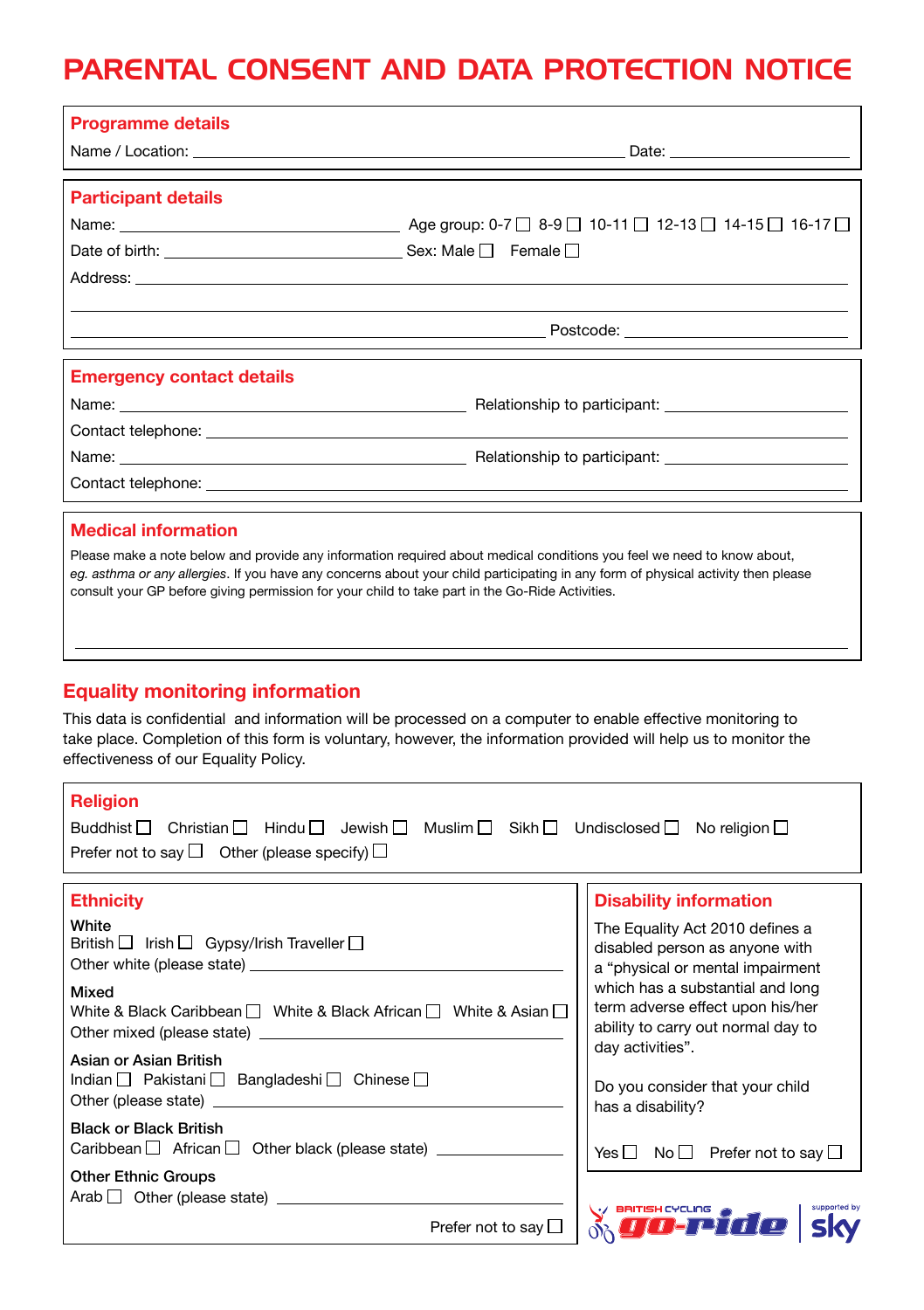# PARENTAL CONSENT AND DATA PROTECTION NOTICE

## Programme details

Name / Location: ____________________ Date: __________

## Participant details

Name: ____________________ Age group: 0-7 ☐ 8-9 ☐ 10-11 ☐ 12-13 ☐ 14-15 ☐ 16-17 ☐

Date of birth: ____________________ Sex: Male ☐ Female ☐

Address: ____________________

____________________

____________________ Postcode: __________

## Emergency contact details

Name: ____________________ Relationship to participant: __________

Contact telephone: ____________________

Name: ____________________ Relationship to participant: __________

Contact telephone: ____________________

## Medical information

Please make a note below and provide any information required about medical conditions you feel we need to know about, *eg. asthma or any allergies*. If you have any concerns about your child participating in any form of physical activity then please consult your GP before giving permission for your child to take part in the Go-Ride Activities.

____________________

## Equality monitoring information

This data is confidential and information will be processed on a computer to enable effective monitoring to take place. Completion of this form is voluntary, however, the information provided will help us to monitor the effectiveness of our Equality Policy.

### Religion

Buddhist ☐ Christian ☐ Hindu ☐ Jewish ☐ Muslim ☐ Sikh ☐ Undisclosed ☐ No religion ☐

Prefer not to say ☐ Other (please specify) ☐

### Ethnicity

**White**

British ☐ Irish ☐ Gypsy/Irish Traveller ☐

Other white (please state) __________

**Mixed**

White & Black Caribbean ☐ White & Black African ☐ White & Asian ☐

Other mixed (please state) __________

**Asian or Asian British**

Indian ☐ Pakistani ☐ Bangladeshi ☐ Chinese ☐

Other (please state) __________

**Black or Black British**

Caribbean ☐ African ☐ Other black (please state) __________

**Other Ethnic Groups**

Arab ☐ Other (please state) __________

Prefer not to say ☐

### Disability information

The Equality Act 2010 defines a disabled person as anyone with a "physical or mental impairment which has a substantial and long term adverse effect upon his/her ability to carry out normal day to day activities".

Do you consider that your child has a disability?

Yes ☐ No ☐ Prefer not to say ☐

BRITISH CYCLING go-ride supported by sky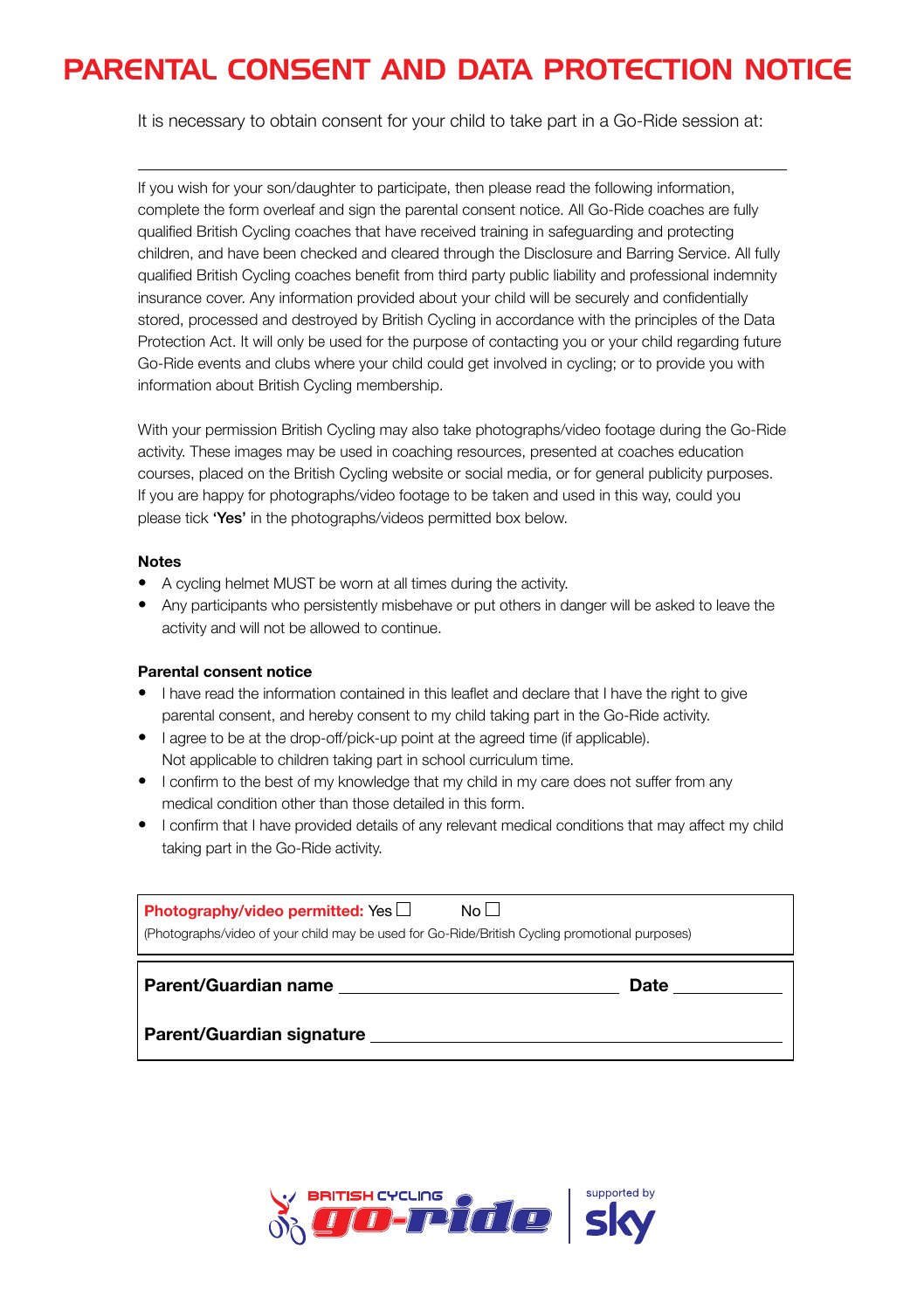# PARENTAL CONSENT AND DATA PROTECTION NOTICE

It is necessary to obtain consent for your child to take part in a Go-Ride session at:

\_\_\_\_\_\_\_\_\_\_\_\_\_\_\_\_\_\_\_\_\_\_\_\_\_\_\_\_\_\_\_\_\_\_\_\_\_\_\_\_\_\_\_\_\_\_\_\_\_\_\_\_\_\_\_\_\_\_

If you wish for your son/daughter to participate, then please read the following information, complete the form overleaf and sign the parental consent notice. All Go-Ride coaches are fully qualified British Cycling coaches that have received training in safeguarding and protecting children, and have been checked and cleared through the Disclosure and Barring Service. All fully qualified British Cycling coaches benefit from third party public liability and professional indemnity insurance cover. Any information provided about your child will be securely and confidentially stored, processed and destroyed by British Cycling in accordance with the principles of the Data Protection Act. It will only be used for the purpose of contacting you or your child regarding future Go-Ride events and clubs where your child could get involved in cycling; or to provide you with information about British Cycling membership.

With your permission British Cycling may also take photographs/video footage during the Go-Ride activity. These images may be used in coaching resources, presented at coaches education courses, placed on the British Cycling website or social media, or for general publicity purposes. If you are happy for photographs/video footage to be taken and used in this way, could you please tick **'Yes'** in the photographs/videos permitted box below.

**Notes**

- A cycling helmet MUST be worn at all times during the activity.
- Any participants who persistently misbehave or put others in danger will be asked to leave the activity and will not be allowed to continue.

**Parental consent notice**

- I have read the information contained in this leaflet and declare that I have the right to give parental consent, and hereby consent to my child taking part in the Go-Ride activity.
- I agree to be at the drop-off/pick-up point at the agreed time (if applicable). Not applicable to children taking part in school curriculum time.
- I confirm to the best of my knowledge that my child in my care does not suffer from any medical condition other than those detailed in this form.
- I confirm that I have provided details of any relevant medical conditions that may affect my child taking part in the Go-Ride activity.

**Photography/video permitted:** Yes ☐ No ☐
(Photographs/video of your child may be used for Go-Ride/British Cycling promotional purposes)

**Parent/Guardian name** \_\_\_\_\_\_\_\_\_\_\_\_\_\_\_\_\_\_\_\_\_\_\_\_\_\_\_\_ **Date** \_\_\_\_\_\_\_\_\_\_

**Parent/Guardian signature** \_\_\_\_\_\_\_\_\_\_\_\_\_\_\_\_\_\_\_\_\_\_\_\_\_\_\_\_\_\_\_\_\_\_\_\_\_\_\_\_

BRITISH CYCLING go-ride | supported by sky